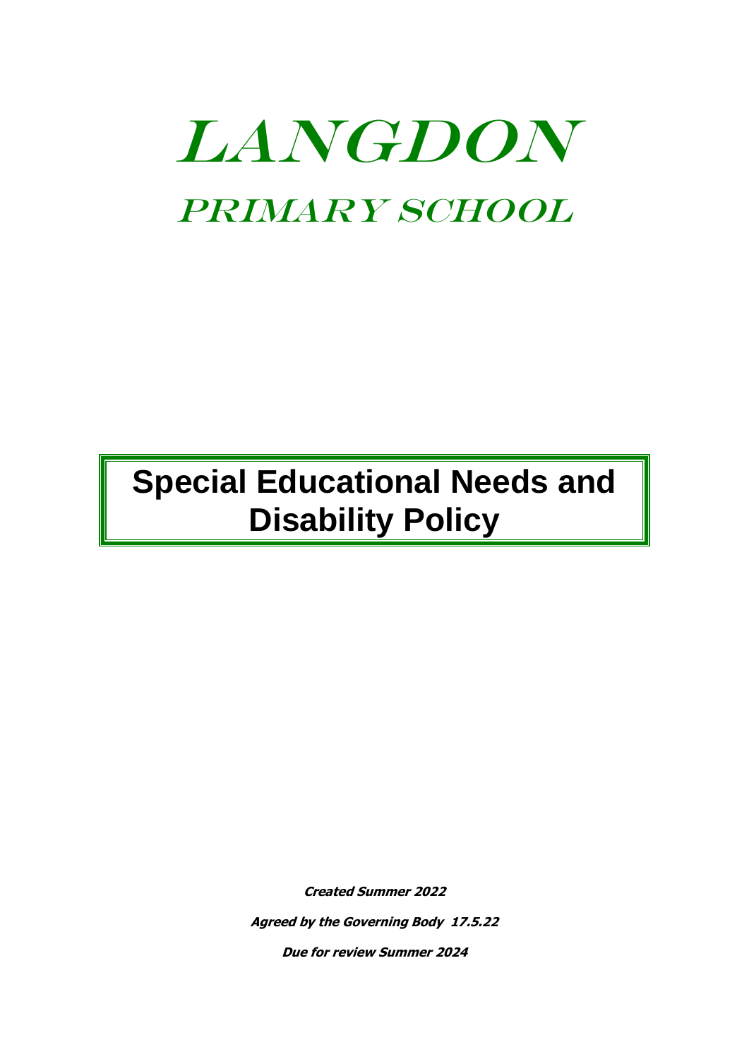# LANGDON

## PRIMARY SCHOOL

# Special Educational Needs and Disability Policy

***Created Summer 2022***

***Agreed by the Governing Body 17.5.22***

***Due for review Summer 2024***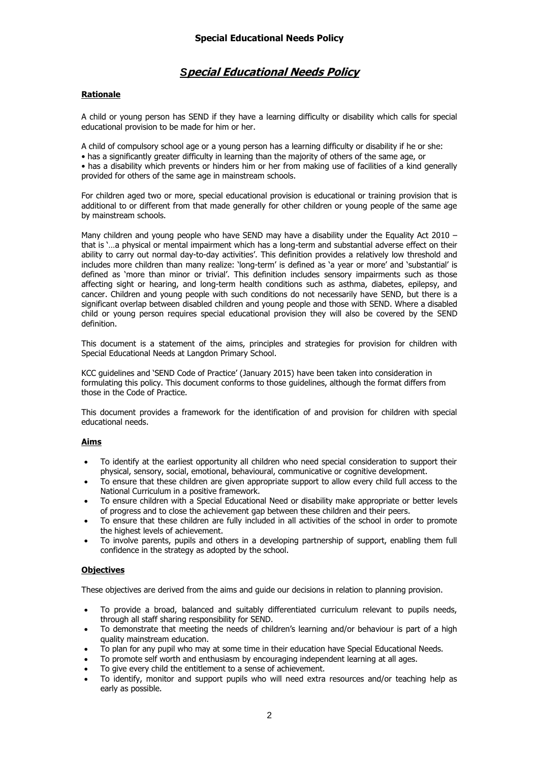# Special Educational Needs Policy

**Rationale**

A child or young person has SEND if they have a learning difficulty or disability which calls for special educational provision to be made for him or her.

A child of compulsory school age or a young person has a learning difficulty or disability if he or she:
• has a significantly greater difficulty in learning than the majority of others of the same age, or
• has a disability which prevents or hinders him or her from making use of facilities of a kind generally provided for others of the same age in mainstream schools.

For children aged two or more, special educational provision is educational or training provision that is additional to or different from that made generally for other children or young people of the same age by mainstream schools.

Many children and young people who have SEND may have a disability under the Equality Act 2010 – that is '…a physical or mental impairment which has a long-term and substantial adverse effect on their ability to carry out normal day-to-day activities'. This definition provides a relatively low threshold and includes more children than many realize: 'long-term' is defined as 'a year or more' and 'substantial' is defined as 'more than minor or trivial'. This definition includes sensory impairments such as those affecting sight or hearing, and long-term health conditions such as asthma, diabetes, epilepsy, and cancer. Children and young people with such conditions do not necessarily have SEND, but there is a significant overlap between disabled children and young people and those with SEND. Where a disabled child or young person requires special educational provision they will also be covered by the SEND definition.

This document is a statement of the aims, principles and strategies for provision for children with Special Educational Needs at Langdon Primary School.

KCC guidelines and 'SEND Code of Practice' (January 2015) have been taken into consideration in formulating this policy. This document conforms to those guidelines, although the format differs from those in the Code of Practice.

This document provides a framework for the identification of and provision for children with special educational needs.

**Aims**

- To identify at the earliest opportunity all children who need special consideration to support their physical, sensory, social, emotional, behavioural, communicative or cognitive development.
- To ensure that these children are given appropriate support to allow every child full access to the National Curriculum in a positive framework.
- To ensure children with a Special Educational Need or disability make appropriate or better levels of progress and to close the achievement gap between these children and their peers.
- To ensure that these children are fully included in all activities of the school in order to promote the highest levels of achievement.
- To involve parents, pupils and others in a developing partnership of support, enabling them full confidence in the strategy as adopted by the school.

**Objectives**

These objectives are derived from the aims and guide our decisions in relation to planning provision.

- To provide a broad, balanced and suitably differentiated curriculum relevant to pupils needs, through all staff sharing responsibility for SEND.
- To demonstrate that meeting the needs of children's learning and/or behaviour is part of a high quality mainstream education.
- To plan for any pupil who may at some time in their education have Special Educational Needs.
- To promote self worth and enthusiasm by encouraging independent learning at all ages.
- To give every child the entitlement to a sense of achievement.
- To identify, monitor and support pupils who will need extra resources and/or teaching help as early as possible.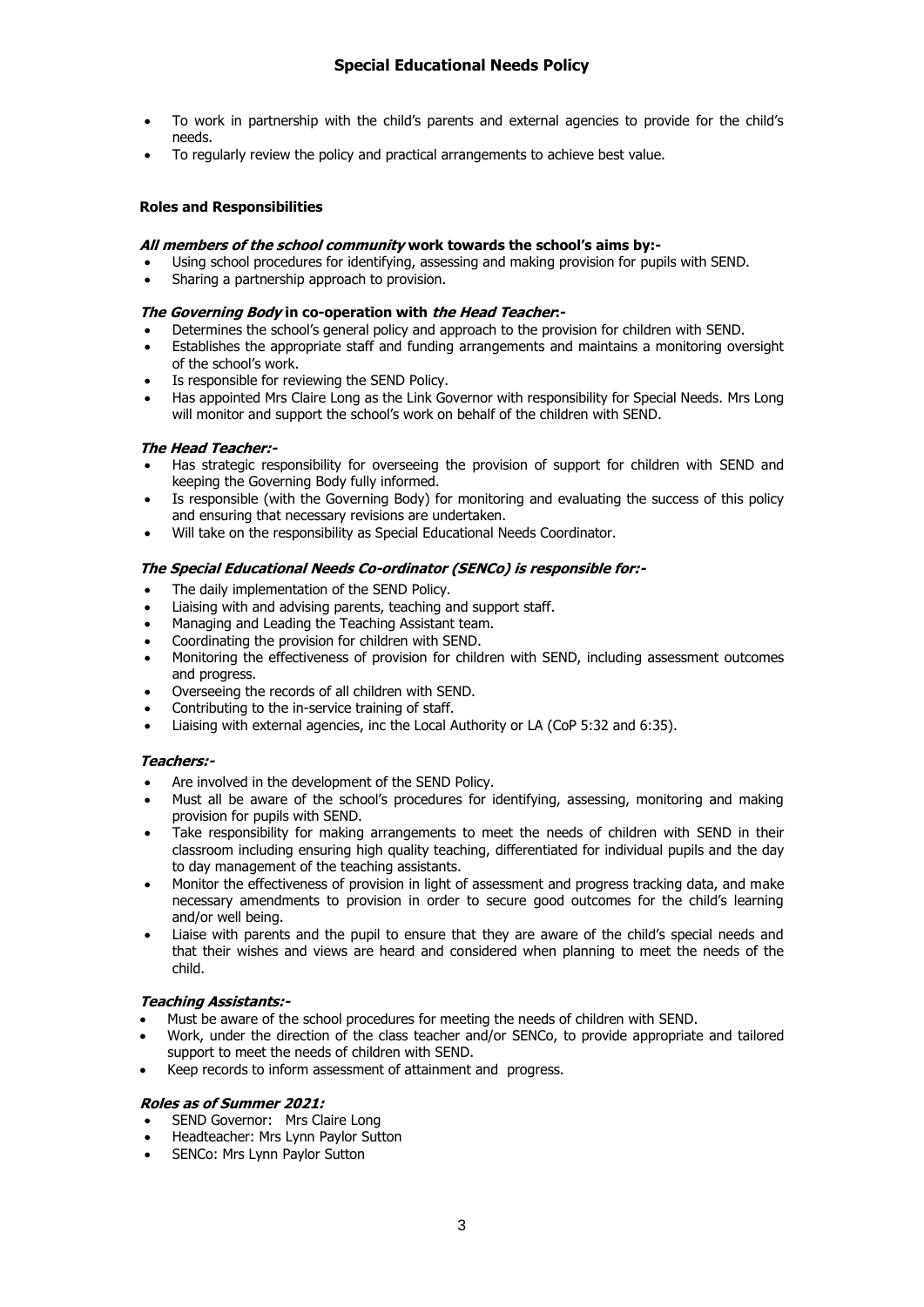- To work in partnership with the child's parents and external agencies to provide for the child's needs.
- To regularly review the policy and practical arrangements to achieve best value.

**Roles and Responsibilities**

***All members of the school community* work towards the school's aims by:-**

- Using school procedures for identifying, assessing and making provision for pupils with SEND.
- Sharing a partnership approach to provision.

***The Governing Body* in co-operation with *the Head Teacher*:-**

- Determines the school's general policy and approach to the provision for children with SEND.
- Establishes the appropriate staff and funding arrangements and maintains a monitoring oversight of the school's work.
- Is responsible for reviewing the SEND Policy.
- Has appointed Mrs Claire Long as the Link Governor with responsibility for Special Needs. Mrs Long will monitor and support the school's work on behalf of the children with SEND.

***The Head Teacher:-***

- Has strategic responsibility for overseeing the provision of support for children with SEND and keeping the Governing Body fully informed.
- Is responsible (with the Governing Body) for monitoring and evaluating the success of this policy and ensuring that necessary revisions are undertaken.
- Will take on the responsibility as Special Educational Needs Coordinator.

***The Special Educational Needs Co-ordinator (SENCo) is responsible for:-***

- The daily implementation of the SEND Policy.
- Liaising with and advising parents, teaching and support staff.
- Managing and Leading the Teaching Assistant team.
- Coordinating the provision for children with SEND.
- Monitoring the effectiveness of provision for children with SEND, including assessment outcomes and progress.
- Overseeing the records of all children with SEND.
- Contributing to the in-service training of staff.
- Liaising with external agencies, inc the Local Authority or LA (CoP 5:32 and 6:35).

***Teachers:-***

- Are involved in the development of the SEND Policy.
- Must all be aware of the school's procedures for identifying, assessing, monitoring and making provision for pupils with SEND.
- Take responsibility for making arrangements to meet the needs of children with SEND in their classroom including ensuring high quality teaching, differentiated for individual pupils and the day to day management of the teaching assistants.
- Monitor the effectiveness of provision in light of assessment and progress tracking data, and make necessary amendments to provision in order to secure good outcomes for the child's learning and/or well being.
- Liaise with parents and the pupil to ensure that they are aware of the child's special needs and that their wishes and views are heard and considered when planning to meet the needs of the child.

***Teaching Assistants:-***

- Must be aware of the school procedures for meeting the needs of children with SEND.
- Work, under the direction of the class teacher and/or SENCo, to provide appropriate and tailored support to meet the needs of children with SEND.
- Keep records to inform assessment of attainment and progress.

***Roles as of Summer 2021:***

- SEND Governor: Mrs Claire Long
- Headteacher: Mrs Lynn Paylor Sutton
- SENCo: Mrs Lynn Paylor Sutton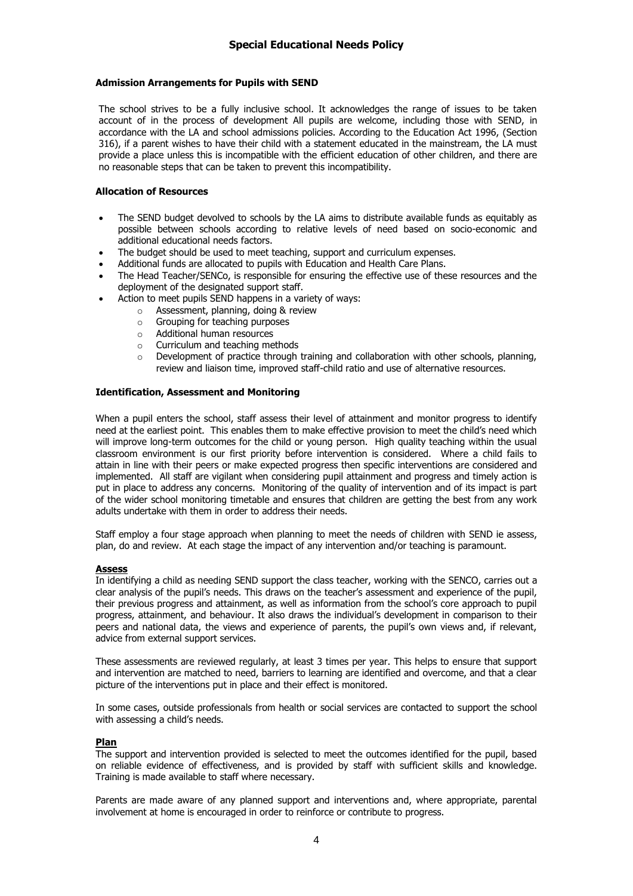# Special Educational Needs Policy

**Admission Arrangements for Pupils with SEND**

The school strives to be a fully inclusive school. It acknowledges the range of issues to be taken account of in the process of development All pupils are welcome, including those with SEND, in accordance with the LA and school admissions policies. According to the Education Act 1996, (Section 316), if a parent wishes to have their child with a statement educated in the mainstream, the LA must provide a place unless this is incompatible with the efficient education of other children, and there are no reasonable steps that can be taken to prevent this incompatibility.

**Allocation of Resources**

- The SEND budget devolved to schools by the LA aims to distribute available funds as equitably as possible between schools according to relative levels of need based on socio-economic and additional educational needs factors.
- The budget should be used to meet teaching, support and curriculum expenses.
- Additional funds are allocated to pupils with Education and Health Care Plans.
- The Head Teacher/SENCo, is responsible for ensuring the effective use of these resources and the deployment of the designated support staff.
- Action to meet pupils SEND happens in a variety of ways:
    - Assessment, planning, doing & review
    - Grouping for teaching purposes
    - Additional human resources
    - Curriculum and teaching methods
    - Development of practice through training and collaboration with other schools, planning, review and liaison time, improved staff-child ratio and use of alternative resources.

**Identification, Assessment and Monitoring**

When a pupil enters the school, staff assess their level of attainment and monitor progress to identify need at the earliest point. This enables them to make effective provision to meet the child's need which will improve long-term outcomes for the child or young person. High quality teaching within the usual classroom environment is our first priority before intervention is considered. Where a child fails to attain in line with their peers or make expected progress then specific interventions are considered and implemented. All staff are vigilant when considering pupil attainment and progress and timely action is put in place to address any concerns. Monitoring of the quality of intervention and of its impact is part of the wider school monitoring timetable and ensures that children are getting the best from any work adults undertake with them in order to address their needs.

Staff employ a four stage approach when planning to meet the needs of children with SEND ie assess, plan, do and review. At each stage the impact of any intervention and/or teaching is paramount.

**Assess**

In identifying a child as needing SEND support the class teacher, working with the SENCO, carries out a clear analysis of the pupil's needs. This draws on the teacher's assessment and experience of the pupil, their previous progress and attainment, as well as information from the school's core approach to pupil progress, attainment, and behaviour. It also draws the individual's development in comparison to their peers and national data, the views and experience of parents, the pupil's own views and, if relevant, advice from external support services.

These assessments are reviewed regularly, at least 3 times per year. This helps to ensure that support and intervention are matched to need, barriers to learning are identified and overcome, and that a clear picture of the interventions put in place and their effect is monitored.

In some cases, outside professionals from health or social services are contacted to support the school with assessing a child's needs.

**Plan**

The support and intervention provided is selected to meet the outcomes identified for the pupil, based on reliable evidence of effectiveness, and is provided by staff with sufficient skills and knowledge. Training is made available to staff where necessary.

Parents are made aware of any planned support and interventions and, where appropriate, parental involvement at home is encouraged in order to reinforce or contribute to progress.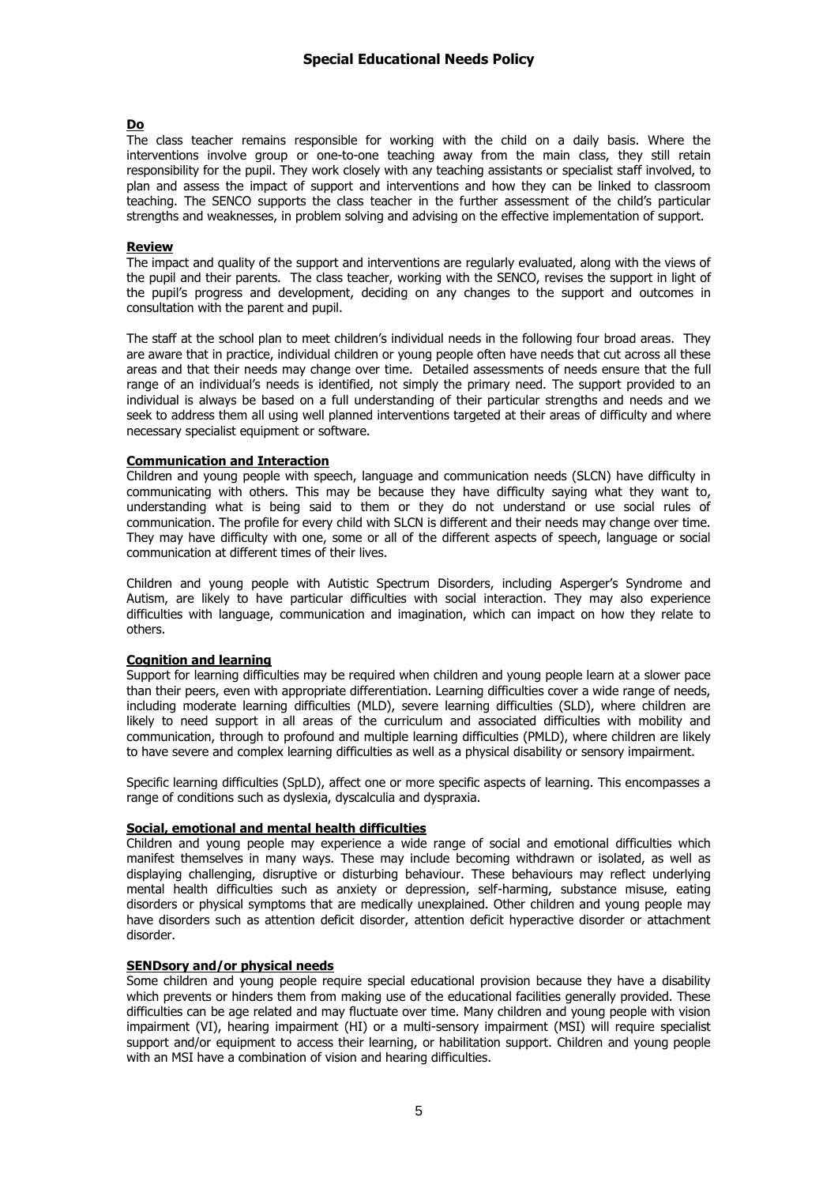**Do**

The class teacher remains responsible for working with the child on a daily basis. Where the interventions involve group or one-to-one teaching away from the main class, they still retain responsibility for the pupil. They work closely with any teaching assistants or specialist staff involved, to plan and assess the impact of support and interventions and how they can be linked to classroom teaching. The SENCO supports the class teacher in the further assessment of the child's particular strengths and weaknesses, in problem solving and advising on the effective implementation of support.

**Review**

The impact and quality of the support and interventions are regularly evaluated, along with the views of the pupil and their parents. The class teacher, working with the SENCO, revises the support in light of the pupil's progress and development, deciding on any changes to the support and outcomes in consultation with the parent and pupil.

The staff at the school plan to meet children's individual needs in the following four broad areas. They are aware that in practice, individual children or young people often have needs that cut across all these areas and that their needs may change over time. Detailed assessments of needs ensure that the full range of an individual's needs is identified, not simply the primary need. The support provided to an individual is always be based on a full understanding of their particular strengths and needs and we seek to address them all using well planned interventions targeted at their areas of difficulty and where necessary specialist equipment or software.

**Communication and Interaction**

Children and young people with speech, language and communication needs (SLCN) have difficulty in communicating with others. This may be because they have difficulty saying what they want to, understanding what is being said to them or they do not understand or use social rules of communication. The profile for every child with SLCN is different and their needs may change over time. They may have difficulty with one, some or all of the different aspects of speech, language or social communication at different times of their lives.

Children and young people with Autistic Spectrum Disorders, including Asperger's Syndrome and Autism, are likely to have particular difficulties with social interaction. They may also experience difficulties with language, communication and imagination, which can impact on how they relate to others.

**Cognition and learning**

Support for learning difficulties may be required when children and young people learn at a slower pace than their peers, even with appropriate differentiation. Learning difficulties cover a wide range of needs, including moderate learning difficulties (MLD), severe learning difficulties (SLD), where children are likely to need support in all areas of the curriculum and associated difficulties with mobility and communication, through to profound and multiple learning difficulties (PMLD), where children are likely to have severe and complex learning difficulties as well as a physical disability or sensory impairment.

Specific learning difficulties (SpLD), affect one or more specific aspects of learning. This encompasses a range of conditions such as dyslexia, dyscalculia and dyspraxia.

**Social, emotional and mental health difficulties**

Children and young people may experience a wide range of social and emotional difficulties which manifest themselves in many ways. These may include becoming withdrawn or isolated, as well as displaying challenging, disruptive or disturbing behaviour. These behaviours may reflect underlying mental health difficulties such as anxiety or depression, self-harming, substance misuse, eating disorders or physical symptoms that are medically unexplained. Other children and young people may have disorders such as attention deficit disorder, attention deficit hyperactive disorder or attachment disorder.

**SENDsory and/or physical needs**

Some children and young people require special educational provision because they have a disability which prevents or hinders them from making use of the educational facilities generally provided. These difficulties can be age related and may fluctuate over time. Many children and young people with vision impairment (VI), hearing impairment (HI) or a multi-sensory impairment (MSI) will require specialist support and/or equipment to access their learning, or habilitation support. Children and young people with an MSI have a combination of vision and hearing difficulties.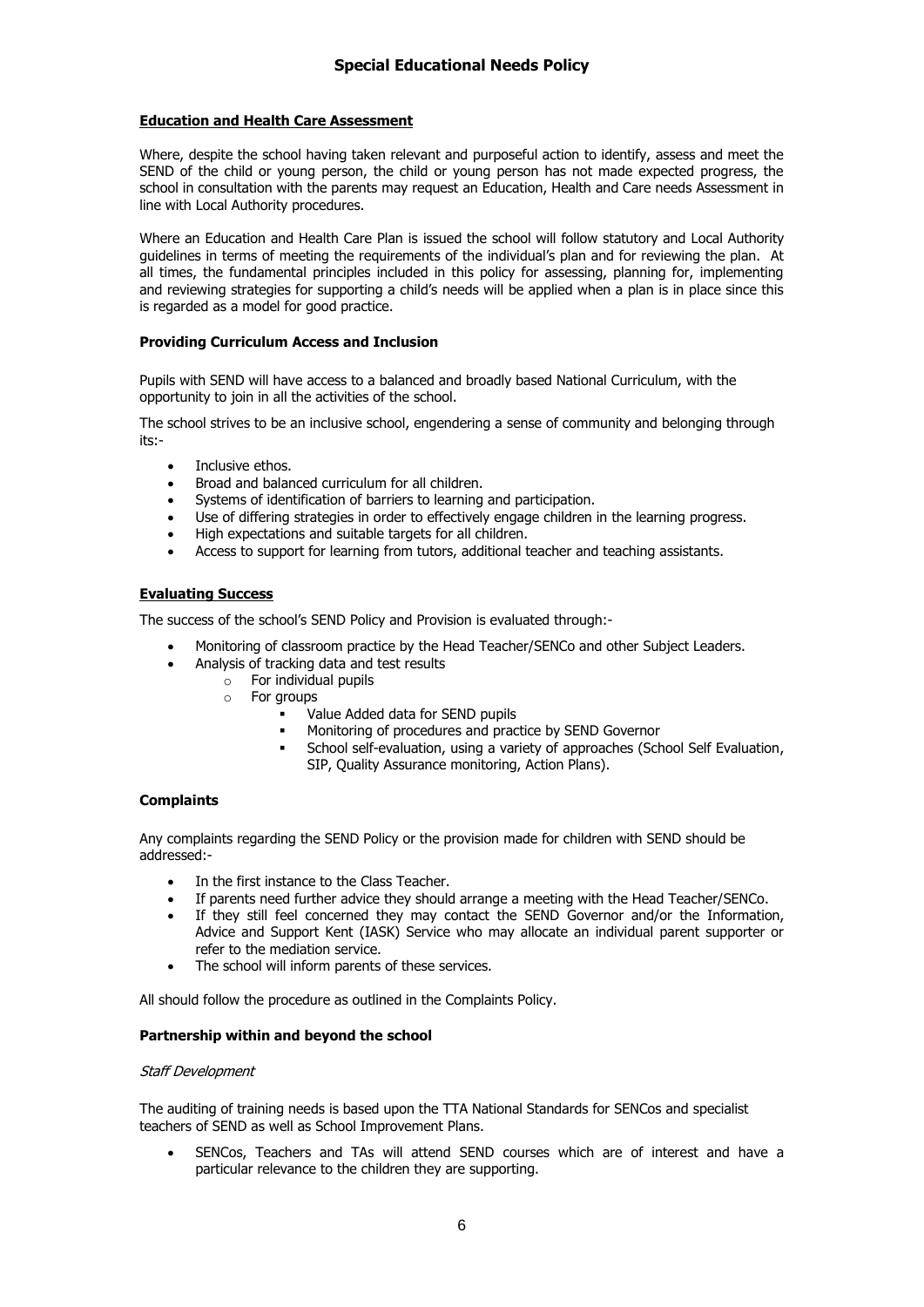## Special Educational Needs Policy

### Education and Health Care Assessment

Where, despite the school having taken relevant and purposeful action to identify, assess and meet the SEND of the child or young person, the child or young person has not made expected progress, the school in consultation with the parents may request an Education, Health and Care needs Assessment in line with Local Authority procedures.

Where an Education and Health Care Plan is issued the school will follow statutory and Local Authority guidelines in terms of meeting the requirements of the individual's plan and for reviewing the plan. At all times, the fundamental principles included in this policy for assessing, planning for, implementing and reviewing strategies for supporting a child's needs will be applied when a plan is in place since this is regarded as a model for good practice.

### Providing Curriculum Access and Inclusion

Pupils with SEND will have access to a balanced and broadly based National Curriculum, with the opportunity to join in all the activities of the school.

The school strives to be an inclusive school, engendering a sense of community and belonging through its:-

- Inclusive ethos.
- Broad and balanced curriculum for all children.
- Systems of identification of barriers to learning and participation.
- Use of differing strategies in order to effectively engage children in the learning progress.
- High expectations and suitable targets for all children.
- Access to support for learning from tutors, additional teacher and teaching assistants.

### Evaluating Success

The success of the school's SEND Policy and Provision is evaluated through:-

- Monitoring of classroom practice by the Head Teacher/SENCo and other Subject Leaders.
- Analysis of tracking data and test results
  - For individual pupils
  - For groups
    - Value Added data for SEND pupils
    - Monitoring of procedures and practice by SEND Governor
    - School self-evaluation, using a variety of approaches (School Self Evaluation, SIP, Quality Assurance monitoring, Action Plans).

### Complaints

Any complaints regarding the SEND Policy or the provision made for children with SEND should be addressed:-

- In the first instance to the Class Teacher.
- If parents need further advice they should arrange a meeting with the Head Teacher/SENCo.
- If they still feel concerned they may contact the SEND Governor and/or the Information, Advice and Support Kent (IASK) Service who may allocate an individual parent supporter or refer to the mediation service.
- The school will inform parents of these services.

All should follow the procedure as outlined in the Complaints Policy.

### Partnership within and beyond the school

*Staff Development*

The auditing of training needs is based upon the TTA National Standards for SENCos and specialist teachers of SEND as well as School Improvement Plans.

- SENCos, Teachers and TAs will attend SEND courses which are of interest and have a particular relevance to the children they are supporting.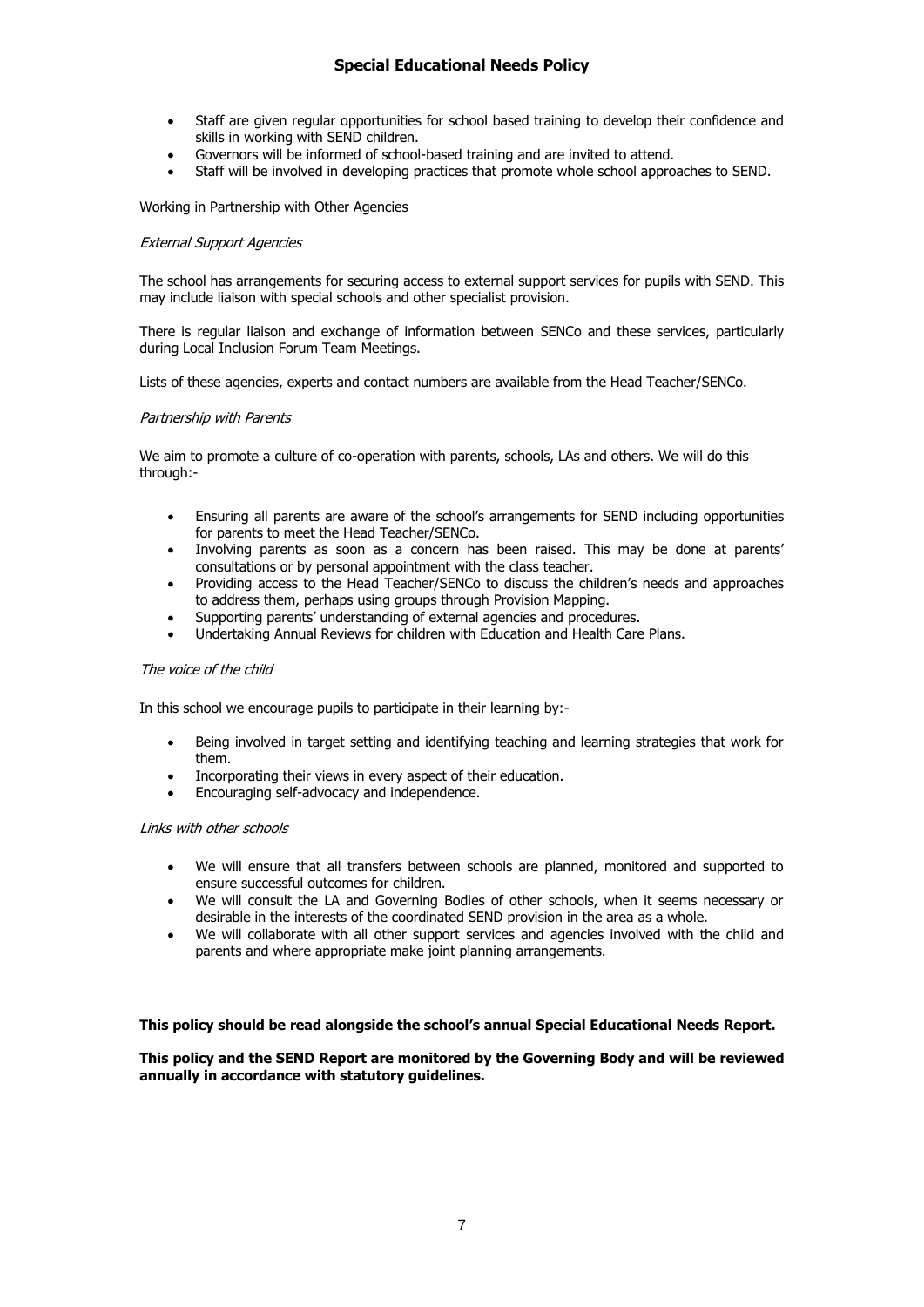- Staff are given regular opportunities for school based training to develop their confidence and skills in working with SEND children.
- Governors will be informed of school-based training and are invited to attend.
- Staff will be involved in developing practices that promote whole school approaches to SEND.

Working in Partnership with Other Agencies

*External Support Agencies*

The school has arrangements for securing access to external support services for pupils with SEND. This may include liaison with special schools and other specialist provision.

There is regular liaison and exchange of information between SENCo and these services, particularly during Local Inclusion Forum Team Meetings.

Lists of these agencies, experts and contact numbers are available from the Head Teacher/SENCo.

*Partnership with Parents*

We aim to promote a culture of co-operation with parents, schools, LAs and others. We will do this through:-

- Ensuring all parents are aware of the school's arrangements for SEND including opportunities for parents to meet the Head Teacher/SENCo.
- Involving parents as soon as a concern has been raised. This may be done at parents' consultations or by personal appointment with the class teacher.
- Providing access to the Head Teacher/SENCo to discuss the children's needs and approaches to address them, perhaps using groups through Provision Mapping.
- Supporting parents' understanding of external agencies and procedures.
- Undertaking Annual Reviews for children with Education and Health Care Plans.

*The voice of the child*

In this school we encourage pupils to participate in their learning by:-

- Being involved in target setting and identifying teaching and learning strategies that work for them.
- Incorporating their views in every aspect of their education.
- Encouraging self-advocacy and independence.

*Links with other schools*

- We will ensure that all transfers between schools are planned, monitored and supported to ensure successful outcomes for children.
- We will consult the LA and Governing Bodies of other schools, when it seems necessary or desirable in the interests of the coordinated SEND provision in the area as a whole.
- We will collaborate with all other support services and agencies involved with the child and parents and where appropriate make joint planning arrangements.

**This policy should be read alongside the school's annual Special Educational Needs Report.**

**This policy and the SEND Report are monitored by the Governing Body and will be reviewed annually in accordance with statutory guidelines.**